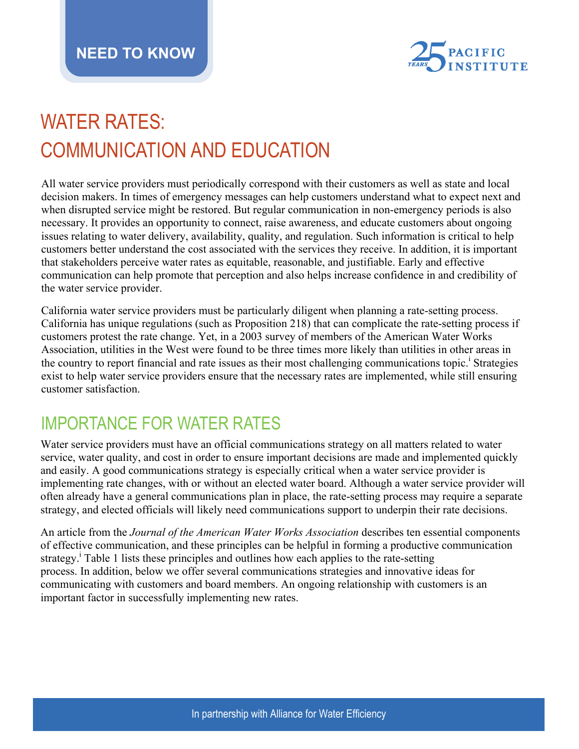NEED TO KNOW

# WATER RATES: COMMUNICATION AND EDUCATION

All water service providers must periodically correspond with their customers as well as state and local decision makers. In times of emergency messages can help customers understand what to expect next and when disrupted service might be restored. But regular communication in non-emergency periods is also necessary. It provides an opportunity to connect, raise awareness, and educate customers about ongoing issues relating to water delivery, availability, quality, and regulation. Such information is critical to help customers better understand the cost associated with the services they receive. In addition, it is important that stakeholders perceive water rates as equitable, reasonable, and justifiable. Early and effective communication can help promote that perception and also helps increase confidence in and credibility of the water service provider.

California water service providers must be particularly diligent when planning a rate-setting process. California has unique regulations (such as Proposition 218) that can complicate the rate-setting process if customers protest the rate change. Yet, in a 2003 survey of members of the American Water Works Association, utilities in the West were found to be three times more likely than utilities in other areas in the country to report financial and rate issues as their most challenging communications topic.[i] Strategies exist to help water service providers ensure that the necessary rates are implemented, while still ensuring customer satisfaction.

## IMPORTANCE FOR WATER RATES

Water service providers must have an official communications strategy on all matters related to water service, water quality, and cost in order to ensure important decisions are made and implemented quickly and easily. A good communications strategy is especially critical when a water service provider is implementing rate changes, with or without an elected water board. Although a water service provider will often already have a general communications plan in place, the rate-setting process may require a separate strategy, and elected officials will likely need communications support to underpin their rate decisions.

An article from the *Journal of the American Water Works Association* describes ten essential components of effective communication, and these principles can be helpful in forming a productive communication strategy.[i] Table 1 lists these principles and outlines how each applies to the rate-setting process. In addition, below we offer several communications strategies and innovative ideas for communicating with customers and board members. An ongoing relationship with customers is an important factor in successfully implementing new rates.

In partnership with Alliance for Water Efficiency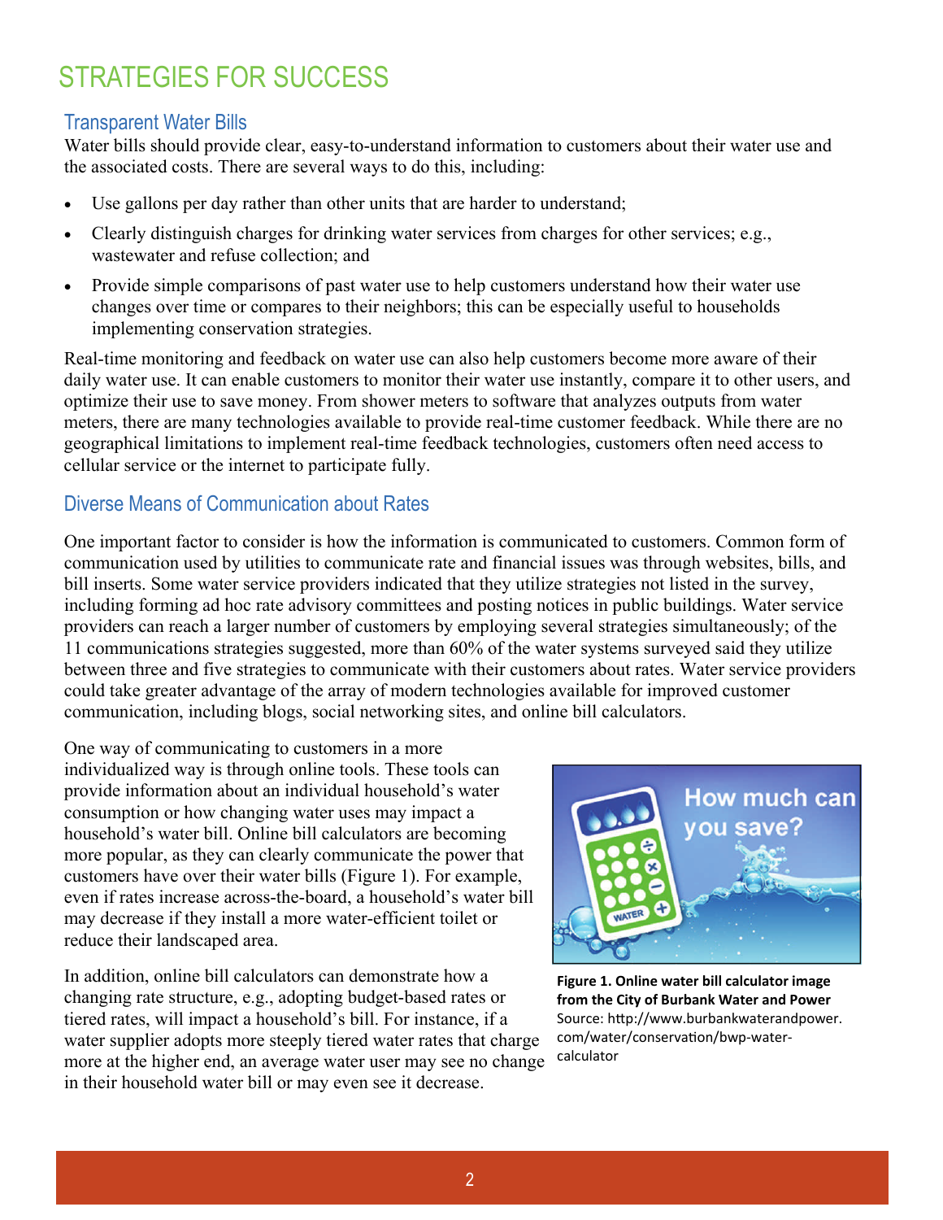# STRATEGIES FOR SUCCESS

## Transparent Water Bills

Water bills should provide clear, easy-to-understand information to customers about their water use and the associated costs. There are several ways to do this, including:

- Use gallons per day rather than other units that are harder to understand;
- Clearly distinguish charges for drinking water services from charges for other services; e.g., wastewater and refuse collection; and
- Provide simple comparisons of past water use to help customers understand how their water use changes over time or compares to their neighbors; this can be especially useful to households implementing conservation strategies.

Real-time monitoring and feedback on water use can also help customers become more aware of their daily water use. It can enable customers to monitor their water use instantly, compare it to other users, and optimize their use to save money. From shower meters to software that analyzes outputs from water meters, there are many technologies available to provide real-time customer feedback. While there are no geographical limitations to implement real-time feedback technologies, customers often need access to cellular service or the internet to participate fully.

## Diverse Means of Communication about Rates

One important factor to consider is how the information is communicated to customers. Common form of communication used by utilities to communicate rate and financial issues was through websites, bills, and bill inserts. Some water service providers indicated that they utilize strategies not listed in the survey, including forming ad hoc rate advisory committees and posting notices in public buildings. Water service providers can reach a larger number of customers by employing several strategies simultaneously; of the 11 communications strategies suggested, more than 60% of the water systems surveyed said they utilize between three and five strategies to communicate with their customers about rates. Water service providers could take greater advantage of the array of modern technologies available for improved customer communication, including blogs, social networking sites, and online bill calculators.

One way of communicating to customers in a more individualized way is through online tools. These tools can provide information about an individual household's water consumption or how changing water uses may impact a household's water bill. Online bill calculators are becoming more popular, as they can clearly communicate the power that customers have over their water bills (Figure 1). For example, even if rates increase across-the-board, a household's water bill may decrease if they install a more water-efficient toilet or reduce their landscaped area.

**Figure 1. Online water bill calculator image from the City of Burbank Water and Power**
Source: http://www.burbankwaterandpower.com/water/conservation/bwp-water-calculator

In addition, online bill calculators can demonstrate how a changing rate structure, e.g., adopting budget-based rates or tiered rates, will impact a household's bill. For instance, if a water supplier adopts more steeply tiered water rates that charge more at the higher end, an average water user may see no change in their household water bill or may even see it decrease.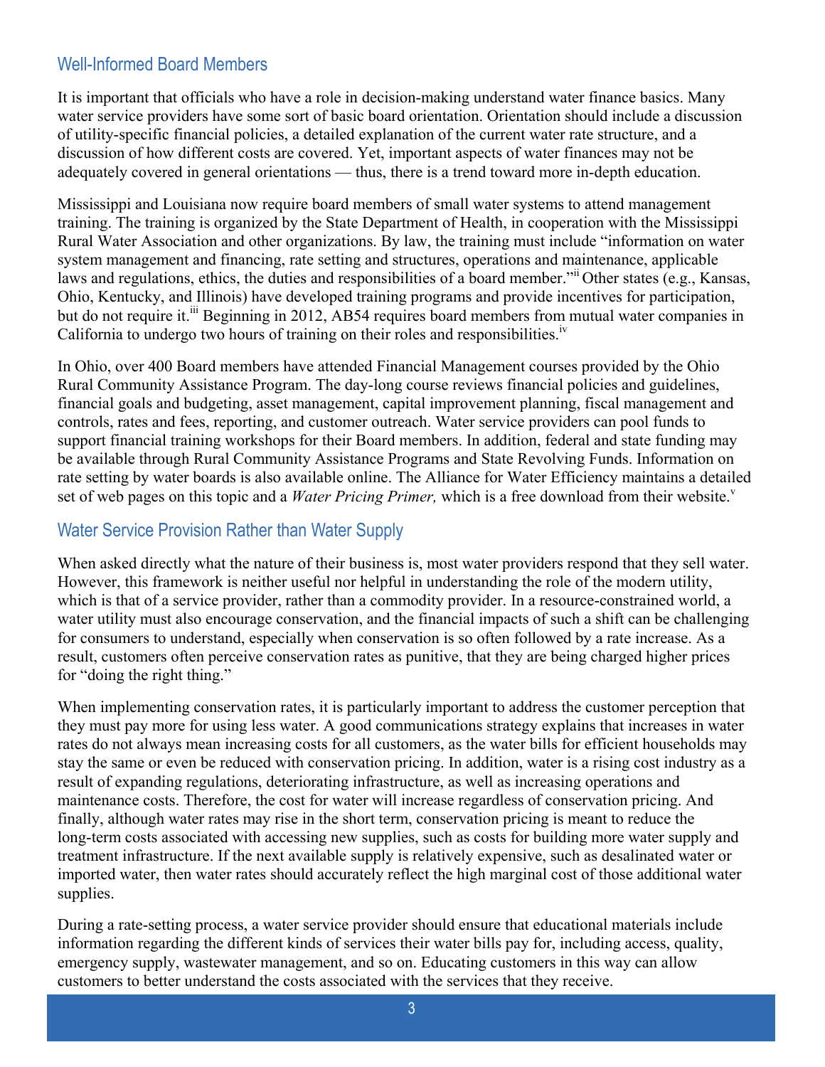## Well-Informed Board Members

It is important that officials who have a role in decision-making understand water finance basics. Many water service providers have some sort of basic board orientation. Orientation should include a discussion of utility-specific financial policies, a detailed explanation of the current water rate structure, and a discussion of how different costs are covered. Yet, important aspects of water finances may not be adequately covered in general orientations — thus, there is a trend toward more in-depth education.

Mississippi and Louisiana now require board members of small water systems to attend management training. The training is organized by the State Department of Health, in cooperation with the Mississippi Rural Water Association and other organizations. By law, the training must include "information on water system management and financing, rate setting and structures, operations and maintenance, applicable laws and regulations, ethics, the duties and responsibilities of a board member."[ii] Other states (e.g., Kansas, Ohio, Kentucky, and Illinois) have developed training programs and provide incentives for participation, but do not require it.[iii] Beginning in 2012, AB54 requires board members from mutual water companies in California to undergo two hours of training on their roles and responsibilities.[iv]

In Ohio, over 400 Board members have attended Financial Management courses provided by the Ohio Rural Community Assistance Program. The day-long course reviews financial policies and guidelines, financial goals and budgeting, asset management, capital improvement planning, fiscal management and controls, rates and fees, reporting, and customer outreach. Water service providers can pool funds to support financial training workshops for their Board members. In addition, federal and state funding may be available through Rural Community Assistance Programs and State Revolving Funds. Information on rate setting by water boards is also available online. The Alliance for Water Efficiency maintains a detailed set of web pages on this topic and a *Water Pricing Primer,* which is a free download from their website.[v]

## Water Service Provision Rather than Water Supply

When asked directly what the nature of their business is, most water providers respond that they sell water. However, this framework is neither useful nor helpful in understanding the role of the modern utility, which is that of a service provider, rather than a commodity provider. In a resource-constrained world, a water utility must also encourage conservation, and the financial impacts of such a shift can be challenging for consumers to understand, especially when conservation is so often followed by a rate increase. As a result, customers often perceive conservation rates as punitive, that they are being charged higher prices for "doing the right thing."

When implementing conservation rates, it is particularly important to address the customer perception that they must pay more for using less water. A good communications strategy explains that increases in water rates do not always mean increasing costs for all customers, as the water bills for efficient households may stay the same or even be reduced with conservation pricing. In addition, water is a rising cost industry as a result of expanding regulations, deteriorating infrastructure, as well as increasing operations and maintenance costs. Therefore, the cost for water will increase regardless of conservation pricing. And finally, although water rates may rise in the short term, conservation pricing is meant to reduce the long-term costs associated with accessing new supplies, such as costs for building more water supply and treatment infrastructure. If the next available supply is relatively expensive, such as desalinated water or imported water, then water rates should accurately reflect the high marginal cost of those additional water supplies.

During a rate-setting process, a water service provider should ensure that educational materials include information regarding the different kinds of services their water bills pay for, including access, quality, emergency supply, wastewater management, and so on. Educating customers in this way can allow customers to better understand the costs associated with the services that they receive.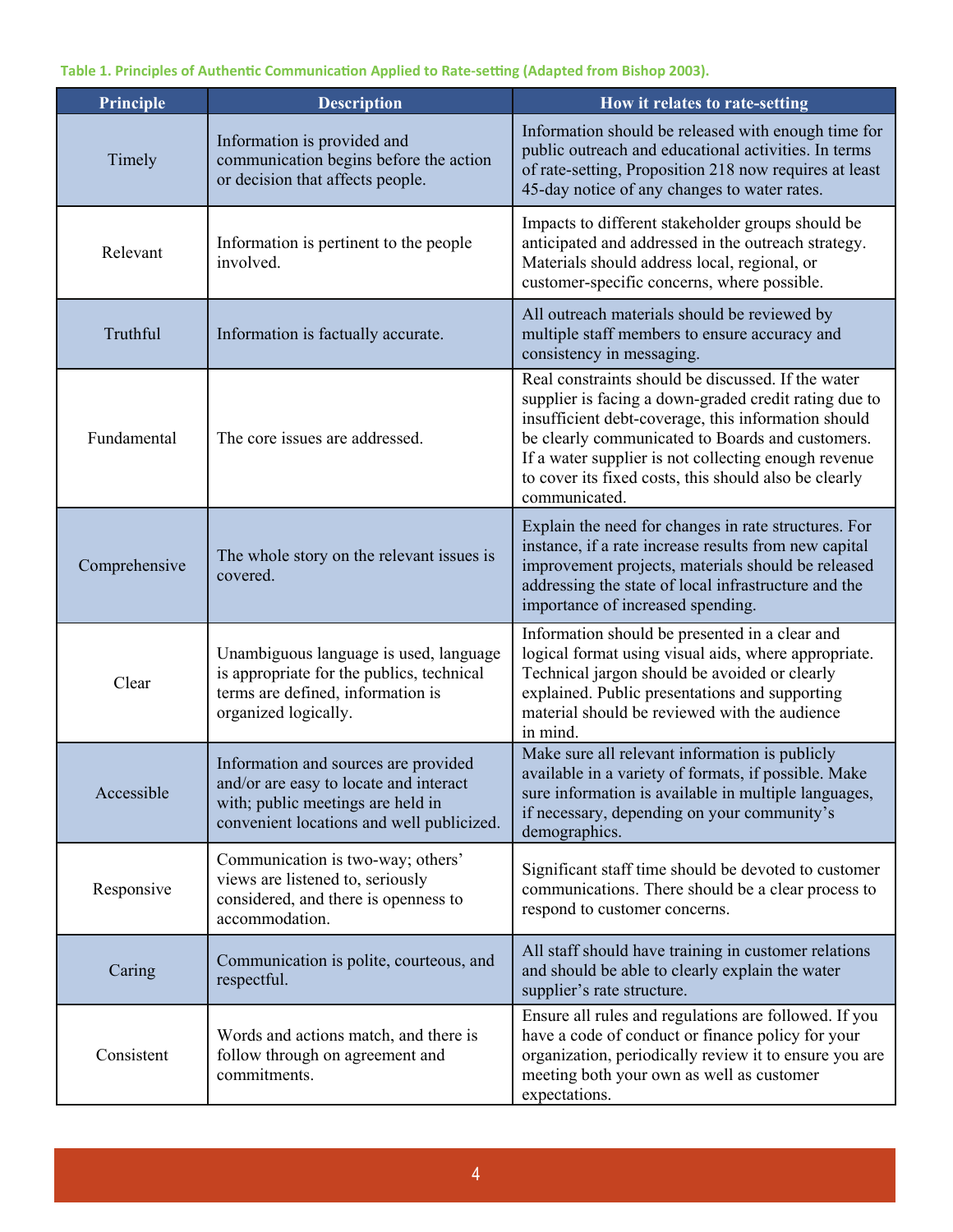**Table 1. Principles of Authentic Communication Applied to Rate-setting (Adapted from Bishop 2003).**

| Principle | Description | How it relates to rate-setting |
|---|---|---|
| Timely | Information is provided and communication begins before the action or decision that affects people. | Information should be released with enough time for public outreach and educational activities. In terms of rate-setting, Proposition 218 now requires at least 45-day notice of any changes to water rates. |
| Relevant | Information is pertinent to the people involved. | Impacts to different stakeholder groups should be anticipated and addressed in the outreach strategy. Materials should address local, regional, or customer-specific concerns, where possible. |
| Truthful | Information is factually accurate. | All outreach materials should be reviewed by multiple staff members to ensure accuracy and consistency in messaging. |
| Fundamental | The core issues are addressed. | Real constraints should be discussed. If the water supplier is facing a down-graded credit rating due to insufficient debt-coverage, this information should be clearly communicated to Boards and customers. If a water supplier is not collecting enough revenue to cover its fixed costs, this should also be clearly communicated. |
| Comprehensive | The whole story on the relevant issues is covered. | Explain the need for changes in rate structures. For instance, if a rate increase results from new capital improvement projects, materials should be released addressing the state of local infrastructure and the importance of increased spending. |
| Clear | Unambiguous language is used, language is appropriate for the publics, technical terms are defined, information is organized logically. | Information should be presented in a clear and logical format using visual aids, where appropriate. Technical jargon should be avoided or clearly explained. Public presentations and supporting material should be reviewed with the audience in mind. |
| Accessible | Information and sources are provided and/or are easy to locate and interact with; public meetings are held in convenient locations and well publicized. | Make sure all relevant information is publicly available in a variety of formats, if possible. Make sure information is available in multiple languages, if necessary, depending on your community's demographics. |
| Responsive | Communication is two-way; others' views are listened to, seriously considered, and there is openness to accommodation. | Significant staff time should be devoted to customer communications. There should be a clear process to respond to customer concerns. |
| Caring | Communication is polite, courteous, and respectful. | All staff should have training in customer relations and should be able to clearly explain the water supplier's rate structure. |
| Consistent | Words and actions match, and there is follow through on agreement and commitments. | Ensure all rules and regulations are followed. If you have a code of conduct or finance policy for your organization, periodically review it to ensure you are meeting both your own as well as customer expectations. |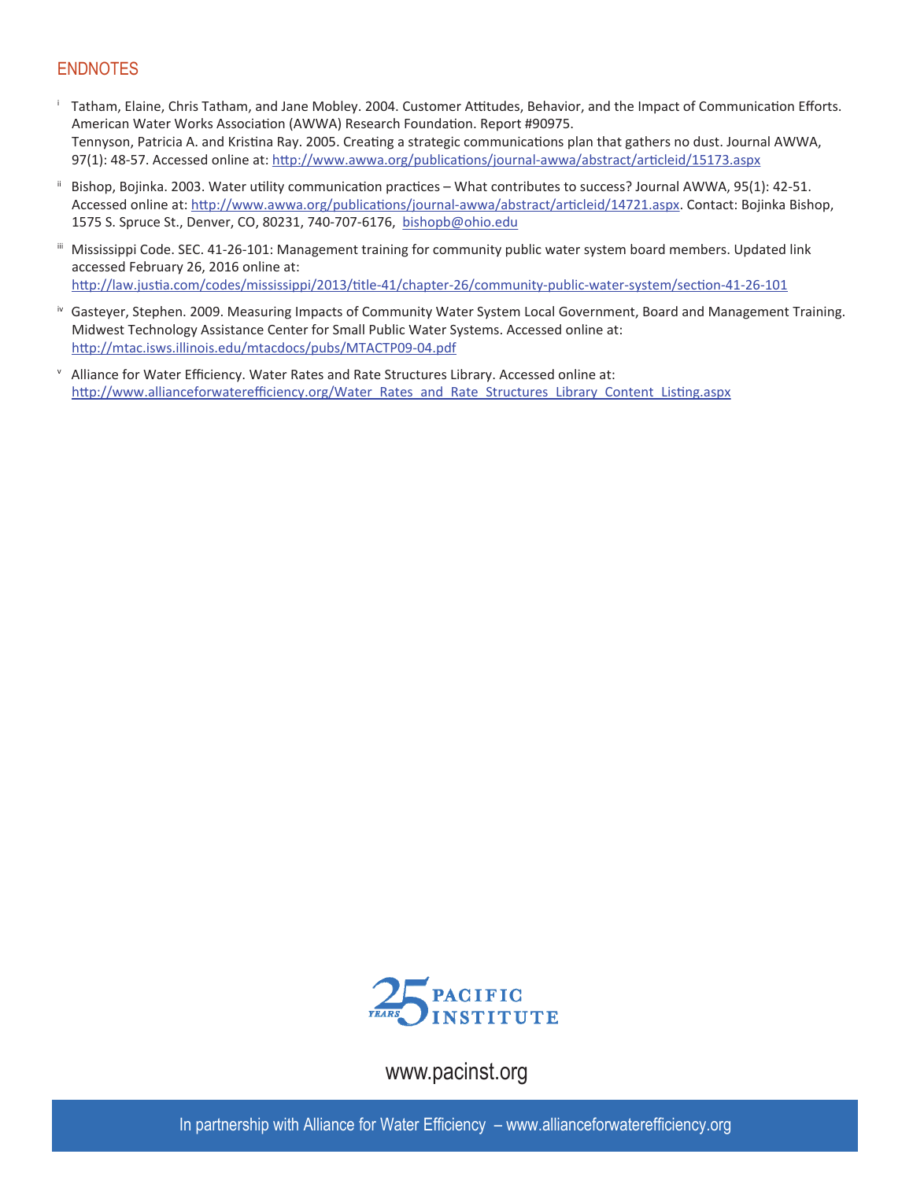## ENDNOTES

[i] Tatham, Elaine, Chris Tatham, and Jane Mobley. 2004. Customer Attitudes, Behavior, and the Impact of Communication Efforts. American Water Works Association (AWWA) Research Foundation. Report #90975.
Tennyson, Patricia A. and Kristina Ray. 2005. Creating a strategic communications plan that gathers no dust. Journal AWWA, 97(1): 48-57. Accessed online at: http://www.awwa.org/publications/journal-awwa/abstract/articleid/15173.aspx

[ii] Bishop, Bojinka. 2003. Water utility communication practices – What contributes to success? Journal AWWA, 95(1): 42-51. Accessed online at: http://www.awwa.org/publications/journal-awwa/abstract/articleid/14721.aspx. Contact: Bojinka Bishop, 1575 S. Spruce St., Denver, CO, 80231, 740-707-6176, bishopb@ohio.edu

[iii] Mississippi Code. SEC. 41-26-101: Management training for community public water system board members. Updated link accessed February 26, 2016 online at: http://law.justia.com/codes/mississippi/2013/title-41/chapter-26/community-public-water-system/section-41-26-101

[iv] Gasteyer, Stephen. 2009. Measuring Impacts of Community Water System Local Government, Board and Management Training. Midwest Technology Assistance Center for Small Public Water Systems. Accessed online at: http://mtac.isws.illinois.edu/mtacdocs/pubs/MTACTP09-04.pdf

[v] Alliance for Water Efficiency. Water Rates and Rate Structures Library. Accessed online at: http://www.allianceforwaterefficiency.org/Water_Rates_and_Rate_Structures_Library_Content_Listing.aspx

25 YEARS PACIFIC INSTITUTE

www.pacinst.org

In partnership with Alliance for Water Efficiency – www.allianceforwaterefficiency.org